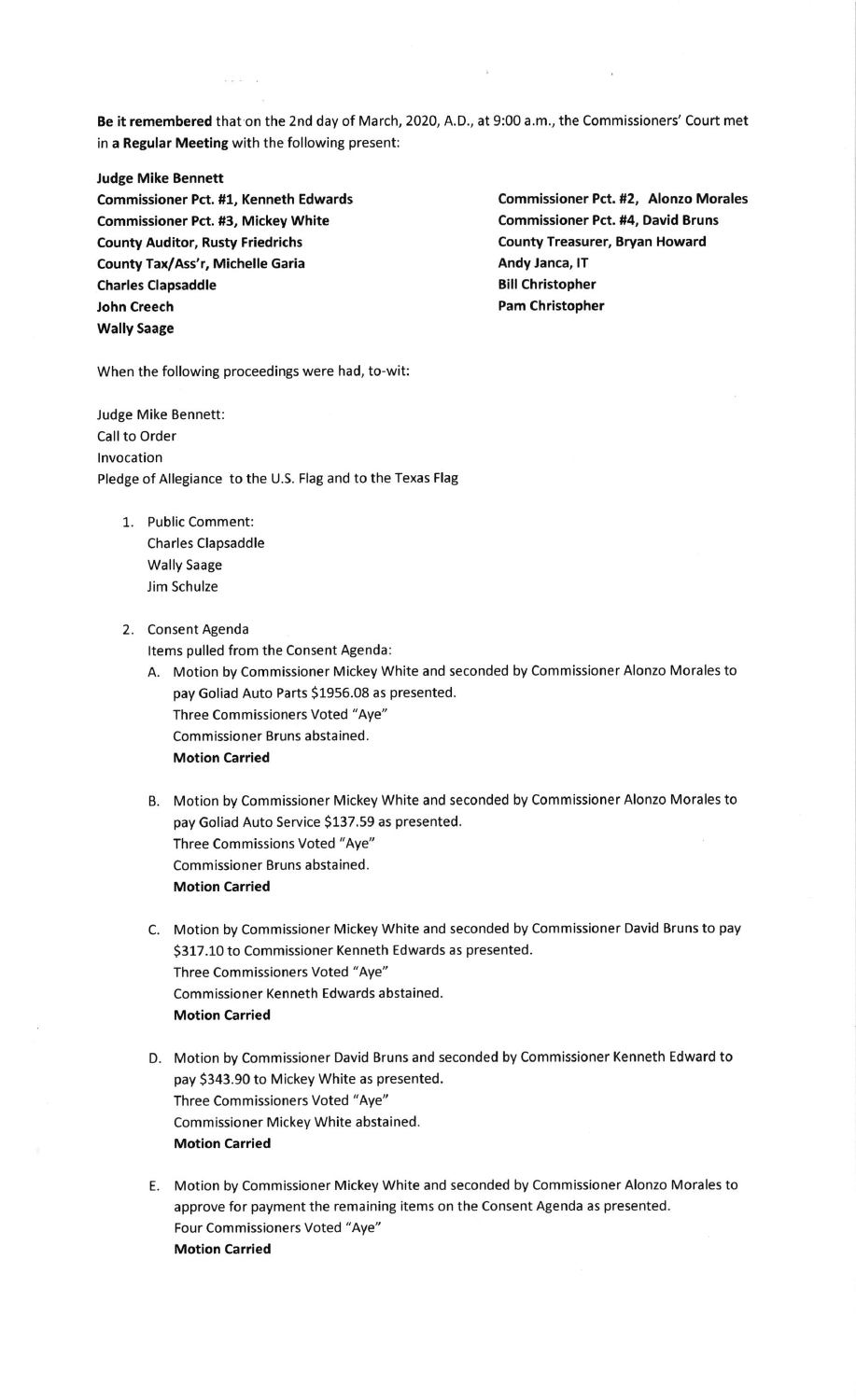**Be it remembered** that on the 2nd day of March, 2020, A.D., at 9:00 a.m., the Commissioners' Court met in a **Regular Meeting** with the following present:

**Judge Mike Bennett**
**Commissioner Pct. #1, Kenneth Edwards**
**Commissioner Pct. #2, Alonzo Morales**
**Commissioner Pct. #3, Mickey White**
**Commissioner Pct. #4, David Bruns**
**County Auditor, Rusty Friedrichs**
**County Treasurer, Bryan Howard**
**County Tax/Ass'r, Michelle Garia**
**Andy Janca, IT**
**Charles Clapsaddle**
**Bill Christopher**
**John Creech**
**Pam Christopher**
**Wally Saage**

When the following proceedings were had, to-wit:

Judge Mike Bennett:
Call to Order
Invocation
Pledge of Allegiance to the U.S. Flag and to the Texas Flag

1. Public Comment:
   Charles Clapsaddle
   Wally Saage
   Jim Schulze

2. Consent Agenda
   Items pulled from the Consent Agenda:
   A. Motion by Commissioner Mickey White and seconded by Commissioner Alonzo Morales to pay Goliad Auto Parts $1956.08 as presented.
      Three Commissioners Voted "Aye"
      Commissioner Bruns abstained.
      **Motion Carried**

   B. Motion by Commissioner Mickey White and seconded by Commissioner Alonzo Morales to pay Goliad Auto Service $137.59 as presented.
      Three Commissions Voted "Aye"
      Commissioner Bruns abstained.
      **Motion Carried**

   C. Motion by Commissioner Mickey White and seconded by Commissioner David Bruns to pay $317.10 to Commissioner Kenneth Edwards as presented.
      Three Commissioners Voted "Aye"
      Commissioner Kenneth Edwards abstained.
      **Motion Carried**

   D. Motion by Commissioner David Bruns and seconded by Commissioner Kenneth Edward to pay $343.90 to Mickey White as presented.
      Three Commissioners Voted "Aye"
      Commissioner Mickey White abstained.
      **Motion Carried**

   E. Motion by Commissioner Mickey White and seconded by Commissioner Alonzo Morales to approve for payment the remaining items on the Consent Agenda as presented.
      Four Commissioners Voted "Aye"
      **Motion Carried**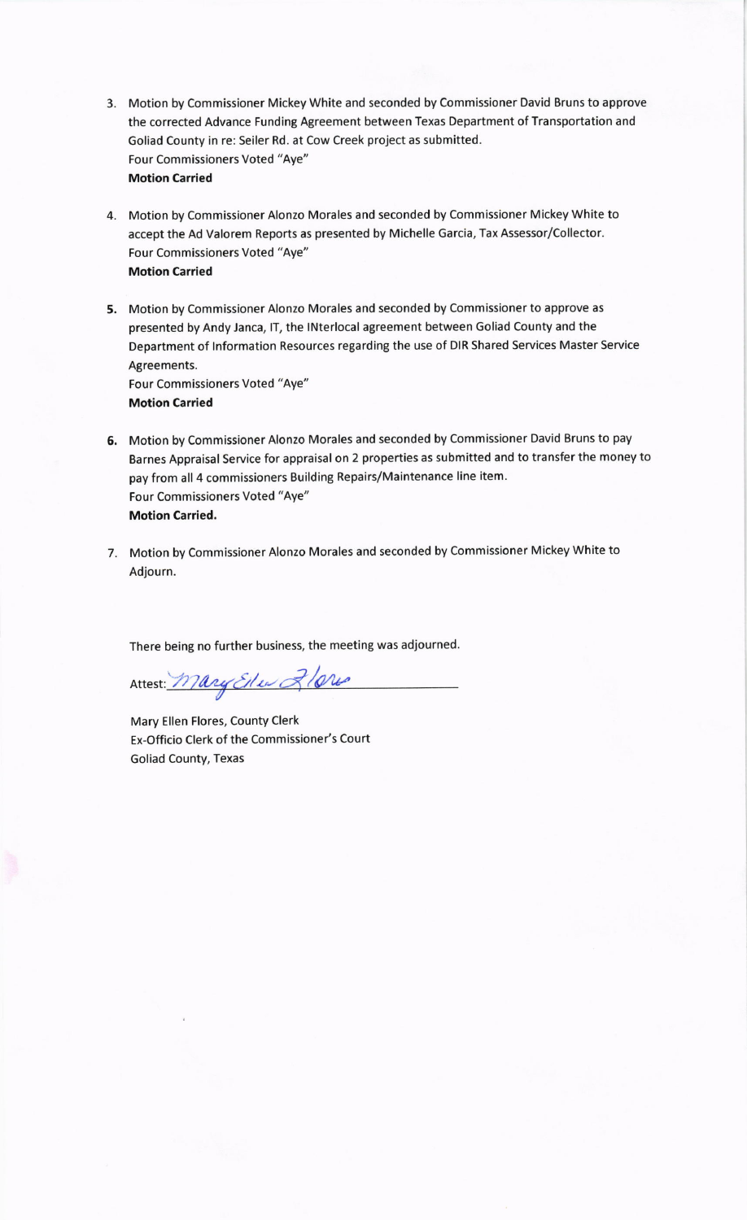3. Motion by Commissioner Mickey White and seconded by Commissioner David Bruns to approve the corrected Advance Funding Agreement between Texas Department of Transportation and Goliad County in re: Seiler Rd. at Cow Creek project as submitted.
   Four Commissioners Voted "Aye"
   **Motion Carried**

4. Motion by Commissioner Alonzo Morales and seconded by Commissioner Mickey White to accept the Ad Valorem Reports as presented by Michelle Garcia, Tax Assessor/Collector.
   Four Commissioners Voted "Aye"
   **Motion Carried**

5. Motion by Commissioner Alonzo Morales and seconded by Commissioner to approve as presented by Andy Janca, IT, the INterlocal agreement between Goliad County and the Department of Information Resources regarding the use of DIR Shared Services Master Service Agreements.
   Four Commissioners Voted "Aye"
   **Motion Carried**

6. Motion by Commissioner Alonzo Morales and seconded by Commissioner David Bruns to pay Barnes Appraisal Service for appraisal on 2 properties as submitted and to transfer the money to pay from all 4 commissioners Building Repairs/Maintenance line item.
   Four Commissioners Voted "Aye"
   **Motion Carried.**

7. Motion by Commissioner Alonzo Morales and seconded by Commissioner Mickey White to Adjourn.

There being no further business, the meeting was adjourned.

Attest: Mary Ellen Flores

Mary Ellen Flores, County Clerk
Ex-Officio Clerk of the Commissioner's Court
Goliad County, Texas